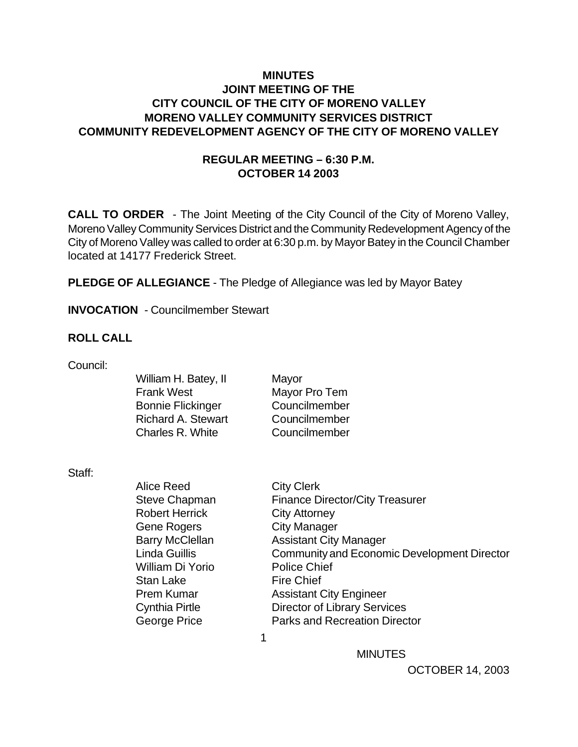# MINUTES
# JOINT MEETING OF THE
# CITY COUNCIL OF THE CITY OF MORENO VALLEY
# MORENO VALLEY COMMUNITY SERVICES DISTRICT
# COMMUNITY REDEVELOPMENT AGENCY OF THE CITY OF MORENO VALLEY

## REGULAR MEETING – 6:30 P.M.
## OCTOBER 14 2003

**CALL TO ORDER** - The Joint Meeting of the City Council of the City of Moreno Valley, Moreno Valley Community Services District and the Community Redevelopment Agency of the City of Moreno Valley was called to order at 6:30 p.m. by Mayor Batey in the Council Chamber located at 14177 Frederick Street.

**PLEDGE OF ALLEGIANCE** - The Pledge of Allegiance was led by Mayor Batey

**INVOCATION** - Councilmember Stewart

**ROLL CALL**

Council:

| | |
|---|---|
| William H. Batey, II | Mayor |
| Frank West | Mayor Pro Tem |
| Bonnie Flickinger | Councilmember |
| Richard A. Stewart | Councilmember |
| Charles R. White | Councilmember |

Staff:

| | |
|---|---|
| Alice Reed | City Clerk |
| Steve Chapman | Finance Director/City Treasurer |
| Robert Herrick | City Attorney |
| Gene Rogers | City Manager |
| Barry McClellan | Assistant City Manager |
| Linda Guillis | Community and Economic Development Director |
| William Di Yorio | Police Chief |
| Stan Lake | Fire Chief |
| Prem Kumar | Assistant City Engineer |
| Cynthia Pirtle | Director of Library Services |
| George Price | Parks and Recreation Director |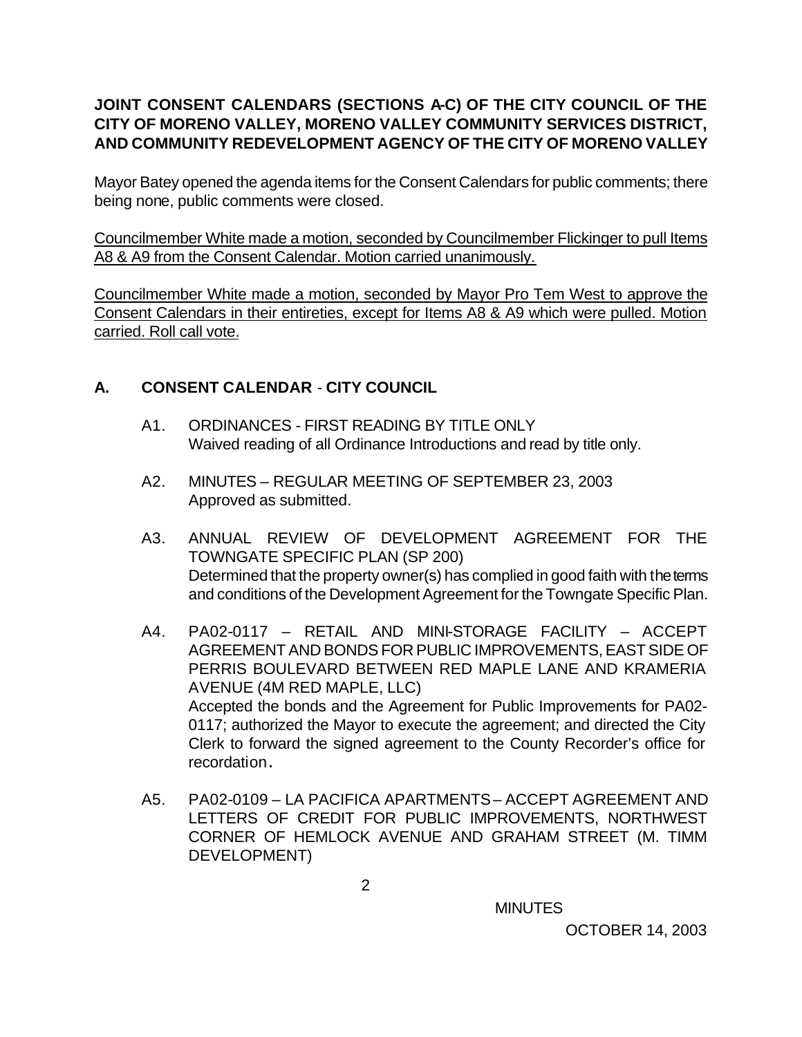**JOINT CONSENT CALENDARS (SECTIONS A-C) OF THE CITY COUNCIL OF THE CITY OF MORENO VALLEY, MORENO VALLEY COMMUNITY SERVICES DISTRICT, AND COMMUNITY REDEVELOPMENT AGENCY OF THE CITY OF MORENO VALLEY**

Mayor Batey opened the agenda items for the Consent Calendars for public comments; there being none, public comments were closed.

Councilmember White made a motion, seconded by Councilmember Flickinger to pull Items A8 & A9 from the Consent Calendar. Motion carried unanimously.

Councilmember White made a motion, seconded by Mayor Pro Tem West to approve the Consent Calendars in their entireties, except for Items A8 & A9 which were pulled. Motion carried. Roll call vote.

## A. CONSENT CALENDAR - CITY COUNCIL

A1. ORDINANCES - FIRST READING BY TITLE ONLY
Waived reading of all Ordinance Introductions and read by title only.

A2. MINUTES – REGULAR MEETING OF SEPTEMBER 23, 2003
Approved as submitted.

A3. ANNUAL REVIEW OF DEVELOPMENT AGREEMENT FOR THE TOWNGATE SPECIFIC PLAN (SP 200)
Determined that the property owner(s) has complied in good faith with the terms and conditions of the Development Agreement for the Towngate Specific Plan.

A4. PA02-0117 – RETAIL AND MINI-STORAGE FACILITY – ACCEPT AGREEMENT AND BONDS FOR PUBLIC IMPROVEMENTS, EAST SIDE OF PERRIS BOULEVARD BETWEEN RED MAPLE LANE AND KRAMERIA AVENUE (4M RED MAPLE, LLC)
Accepted the bonds and the Agreement for Public Improvements for PA02-0117; authorized the Mayor to execute the agreement; and directed the City Clerk to forward the signed agreement to the County Recorder's office for recordation.

A5. PA02-0109 – LA PACIFICA APARTMENTS – ACCEPT AGREEMENT AND LETTERS OF CREDIT FOR PUBLIC IMPROVEMENTS, NORTHWEST CORNER OF HEMLOCK AVENUE AND GRAHAM STREET (M. TIMM DEVELOPMENT)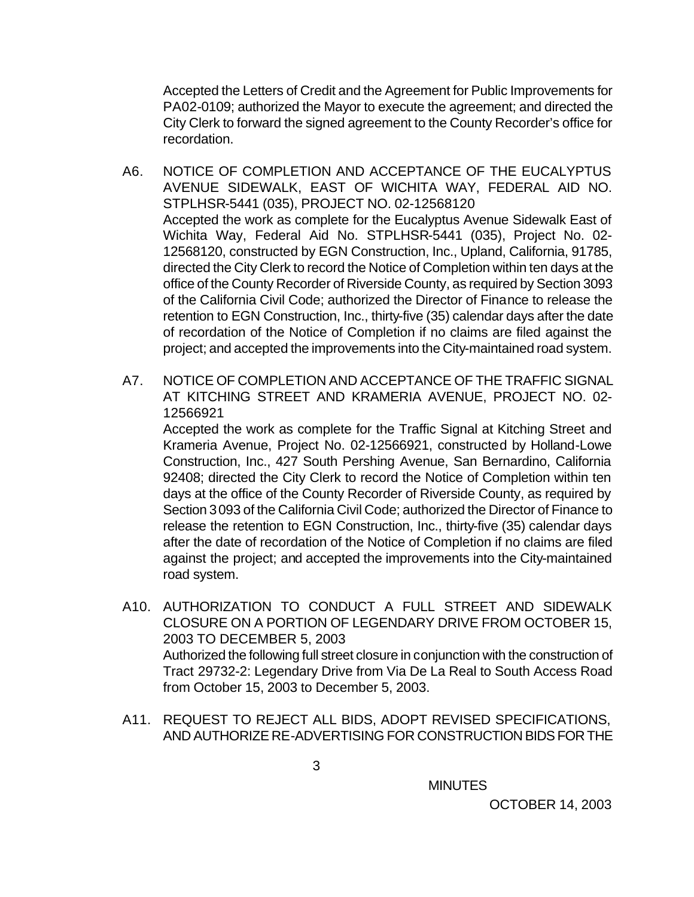Accepted the Letters of Credit and the Agreement for Public Improvements for PA02-0109; authorized the Mayor to execute the agreement; and directed the City Clerk to forward the signed agreement to the County Recorder's office for recordation.

A6. NOTICE OF COMPLETION AND ACCEPTANCE OF THE EUCALYPTUS AVENUE SIDEWALK, EAST OF WICHITA WAY, FEDERAL AID NO. STPLHSR-5441 (035), PROJECT NO. 02-12568120

Accepted the work as complete for the Eucalyptus Avenue Sidewalk East of Wichita Way, Federal Aid No. STPLHSR-5441 (035), Project No. 02-12568120, constructed by EGN Construction, Inc., Upland, California, 91785, directed the City Clerk to record the Notice of Completion within ten days at the office of the County Recorder of Riverside County, as required by Section 3093 of the California Civil Code; authorized the Director of Finance to release the retention to EGN Construction, Inc., thirty-five (35) calendar days after the date of recordation of the Notice of Completion if no claims are filed against the project; and accepted the improvements into the City-maintained road system.

A7. NOTICE OF COMPLETION AND ACCEPTANCE OF THE TRAFFIC SIGNAL AT KITCHING STREET AND KRAMERIA AVENUE, PROJECT NO. 02-12566921

Accepted the work as complete for the Traffic Signal at Kitching Street and Krameria Avenue, Project No. 02-12566921, constructed by Holland-Lowe Construction, Inc., 427 South Pershing Avenue, San Bernardino, California 92408; directed the City Clerk to record the Notice of Completion within ten days at the office of the County Recorder of Riverside County, as required by Section 3093 of the California Civil Code; authorized the Director of Finance to release the retention to EGN Construction, Inc., thirty-five (35) calendar days after the date of recordation of the Notice of Completion if no claims are filed against the project; and accepted the improvements into the City-maintained road system.

A10. AUTHORIZATION TO CONDUCT A FULL STREET AND SIDEWALK CLOSURE ON A PORTION OF LEGENDARY DRIVE FROM OCTOBER 15, 2003 TO DECEMBER 5, 2003

Authorized the following full street closure in conjunction with the construction of Tract 29732-2: Legendary Drive from Via De La Real to South Access Road from October 15, 2003 to December 5, 2003.

A11. REQUEST TO REJECT ALL BIDS, ADOPT REVISED SPECIFICATIONS, AND AUTHORIZE RE-ADVERTISING FOR CONSTRUCTION BIDS FOR THE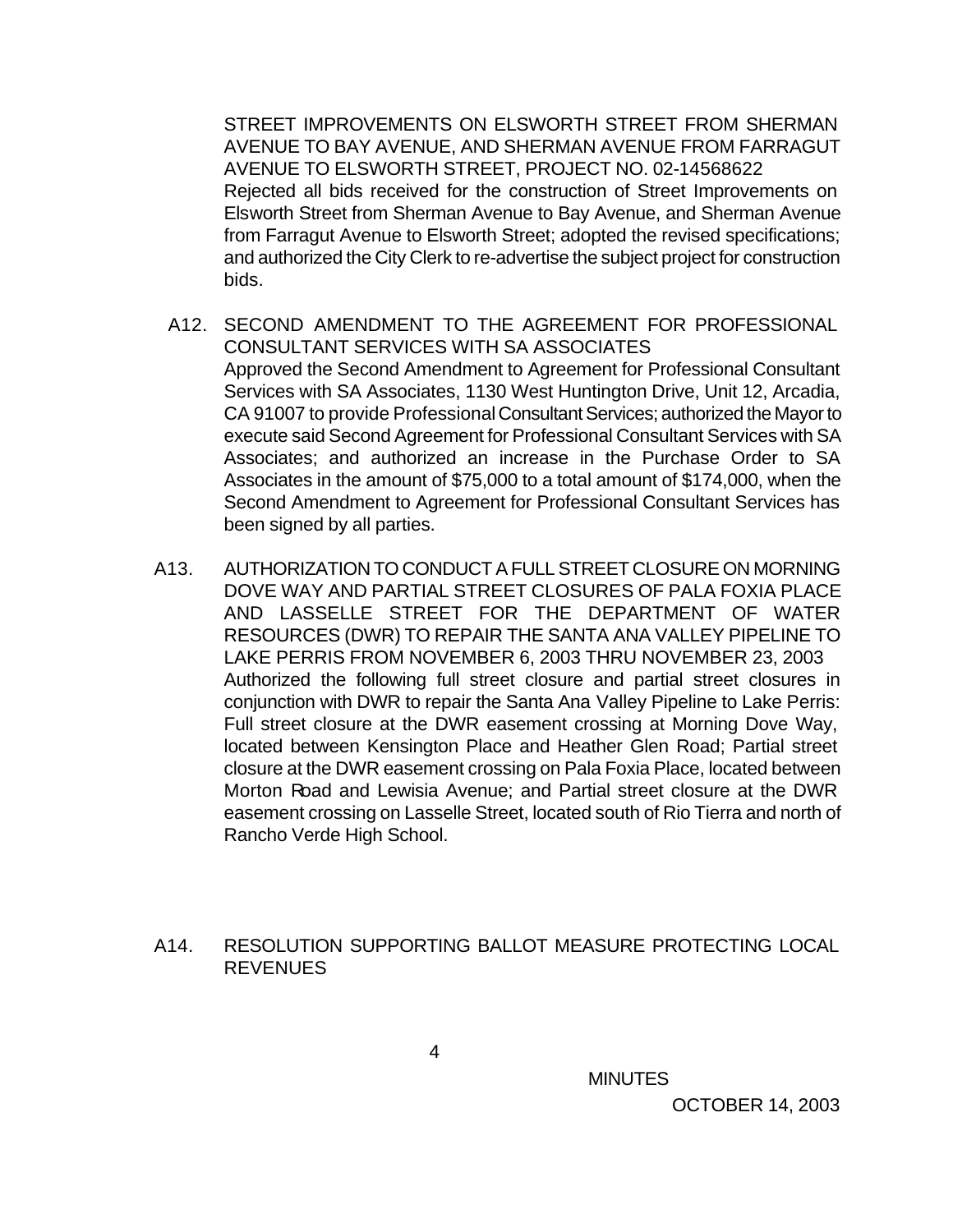STREET IMPROVEMENTS ON ELSWORTH STREET FROM SHERMAN AVENUE TO BAY AVENUE, AND SHERMAN AVENUE FROM FARRAGUT AVENUE TO ELSWORTH STREET, PROJECT NO. 02-14568622

Rejected all bids received for the construction of Street Improvements on Elsworth Street from Sherman Avenue to Bay Avenue, and Sherman Avenue from Farragut Avenue to Elsworth Street; adopted the revised specifications; and authorized the City Clerk to re-advertise the subject project for construction bids.

A12. SECOND AMENDMENT TO THE AGREEMENT FOR PROFESSIONAL CONSULTANT SERVICES WITH SA ASSOCIATES

Approved the Second Amendment to Agreement for Professional Consultant Services with SA Associates, 1130 West Huntington Drive, Unit 12, Arcadia, CA 91007 to provide Professional Consultant Services; authorized the Mayor to execute said Second Agreement for Professional Consultant Services with SA Associates; and authorized an increase in the Purchase Order to SA Associates in the amount of $75,000 to a total amount of $174,000, when the Second Amendment to Agreement for Professional Consultant Services has been signed by all parties.

A13. AUTHORIZATION TO CONDUCT A FULL STREET CLOSURE ON MORNING DOVE WAY AND PARTIAL STREET CLOSURES OF PALA FOXIA PLACE AND LASSELLE STREET FOR THE DEPARTMENT OF WATER RESOURCES (DWR) TO REPAIR THE SANTA ANA VALLEY PIPELINE TO LAKE PERRIS FROM NOVEMBER 6, 2003 THRU NOVEMBER 23, 2003

Authorized the following full street closure and partial street closures in conjunction with DWR to repair the Santa Ana Valley Pipeline to Lake Perris: Full street closure at the DWR easement crossing at Morning Dove Way, located between Kensington Place and Heather Glen Road; Partial street closure at the DWR easement crossing on Pala Foxia Place, located between Morton Road and Lewisia Avenue; and Partial street closure at the DWR easement crossing on Lasselle Street, located south of Rio Tierra and north of Rancho Verde High School.

A14. RESOLUTION SUPPORTING BALLOT MEASURE PROTECTING LOCAL REVENUES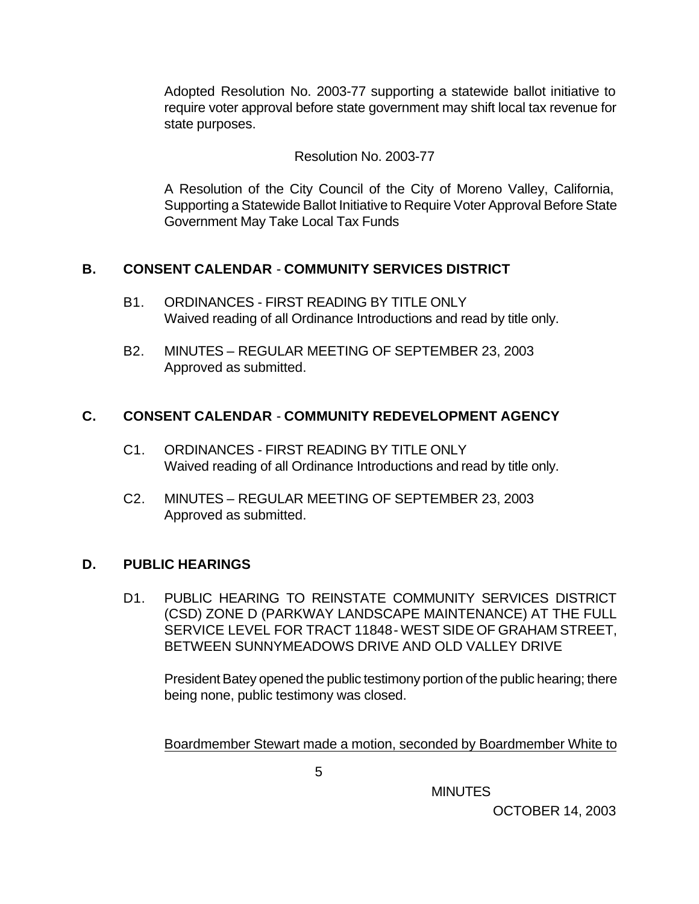Adopted Resolution No. 2003-77 supporting a statewide ballot initiative to require voter approval before state government may shift local tax revenue for state purposes.

Resolution No. 2003-77

A Resolution of the City Council of the City of Moreno Valley, California, Supporting a Statewide Ballot Initiative to Require Voter Approval Before State Government May Take Local Tax Funds

## B. CONSENT CALENDAR - COMMUNITY SERVICES DISTRICT

B1. ORDINANCES - FIRST READING BY TITLE ONLY
Waived reading of all Ordinance Introductions and read by title only.

B2. MINUTES – REGULAR MEETING OF SEPTEMBER 23, 2003
Approved as submitted.

## C. CONSENT CALENDAR - COMMUNITY REDEVELOPMENT AGENCY

C1. ORDINANCES - FIRST READING BY TITLE ONLY
Waived reading of all Ordinance Introductions and read by title only.

C2. MINUTES – REGULAR MEETING OF SEPTEMBER 23, 2003
Approved as submitted.

## D. PUBLIC HEARINGS

D1. PUBLIC HEARING TO REINSTATE COMMUNITY SERVICES DISTRICT (CSD) ZONE D (PARKWAY LANDSCAPE MAINTENANCE) AT THE FULL SERVICE LEVEL FOR TRACT 11848 - WEST SIDE OF GRAHAM STREET, BETWEEN SUNNYMEADOWS DRIVE AND OLD VALLEY DRIVE

President Batey opened the public testimony portion of the public hearing; there being none, public testimony was closed.

Boardmember Stewart made a motion, seconded by Boardmember White to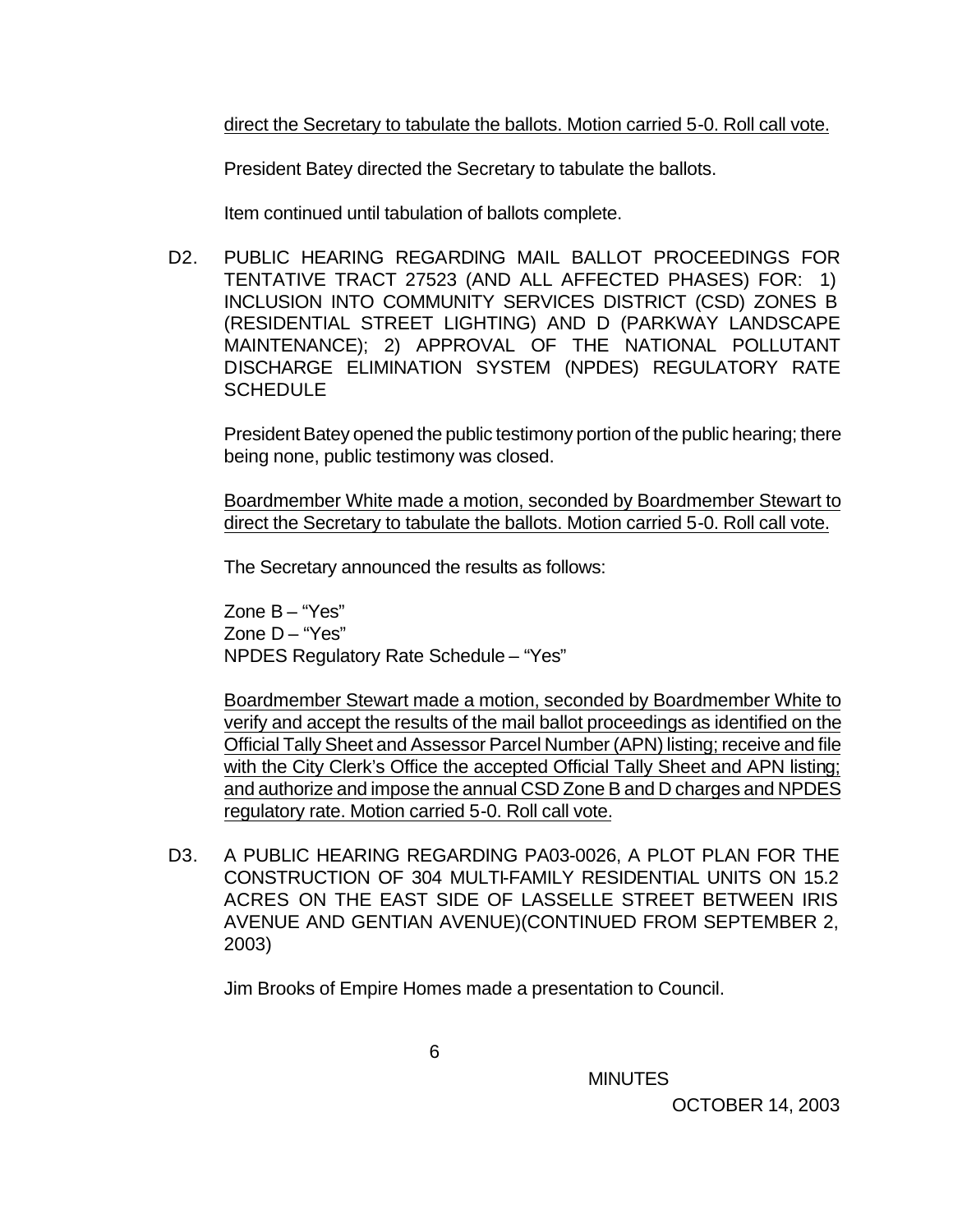direct the Secretary to tabulate the ballots. Motion carried 5-0. Roll call vote.

President Batey directed the Secretary to tabulate the ballots.

Item continued until tabulation of ballots complete.

D2. PUBLIC HEARING REGARDING MAIL BALLOT PROCEEDINGS FOR TENTATIVE TRACT 27523 (AND ALL AFFECTED PHASES) FOR: 1) INCLUSION INTO COMMUNITY SERVICES DISTRICT (CSD) ZONES B (RESIDENTIAL STREET LIGHTING) AND D (PARKWAY LANDSCAPE MAINTENANCE); 2) APPROVAL OF THE NATIONAL POLLUTANT DISCHARGE ELIMINATION SYSTEM (NPDES) REGULATORY RATE SCHEDULE

President Batey opened the public testimony portion of the public hearing; there being none, public testimony was closed.

Boardmember White made a motion, seconded by Boardmember Stewart to direct the Secretary to tabulate the ballots. Motion carried 5-0. Roll call vote.

The Secretary announced the results as follows:

Zone B – "Yes"
Zone D – "Yes"
NPDES Regulatory Rate Schedule – "Yes"

Boardmember Stewart made a motion, seconded by Boardmember White to verify and accept the results of the mail ballot proceedings as identified on the Official Tally Sheet and Assessor Parcel Number (APN) listing; receive and file with the City Clerk's Office the accepted Official Tally Sheet and APN listing; and authorize and impose the annual CSD Zone B and D charges and NPDES regulatory rate. Motion carried 5-0. Roll call vote.

D3. A PUBLIC HEARING REGARDING PA03-0026, A PLOT PLAN FOR THE CONSTRUCTION OF 304 MULTI-FAMILY RESIDENTIAL UNITS ON 15.2 ACRES ON THE EAST SIDE OF LASSELLE STREET BETWEEN IRIS AVENUE AND GENTIAN AVENUE)(CONTINUED FROM SEPTEMBER 2, 2003)

Jim Brooks of Empire Homes made a presentation to Council.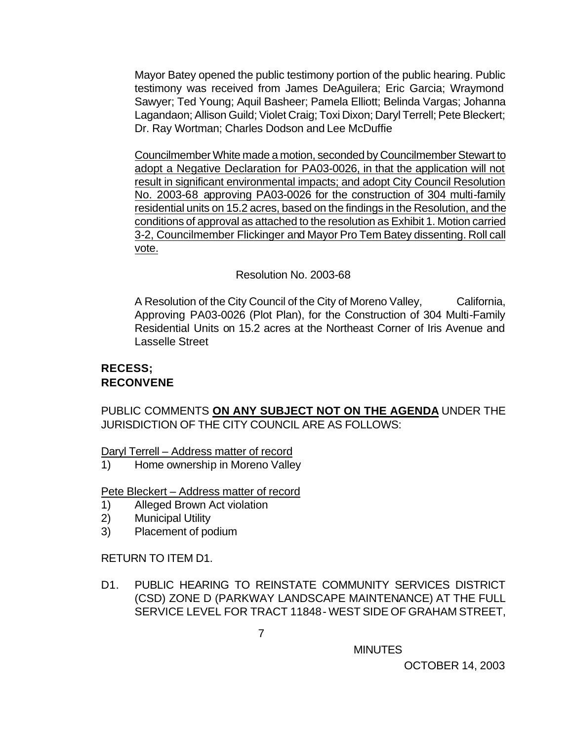Mayor Batey opened the public testimony portion of the public hearing. Public testimony was received from James DeAguilera; Eric Garcia; Wraymond Sawyer; Ted Young; Aquil Basheer; Pamela Elliott; Belinda Vargas; Johanna Lagandaon; Allison Guild; Violet Craig; Toxi Dixon; Daryl Terrell; Pete Bleckert; Dr. Ray Wortman; Charles Dodson and Lee McDuffie

<u>Councilmember White made a motion, seconded by Councilmember Stewart to adopt a Negative Declaration for PA03-0026, in that the application will not result in significant environmental impacts; and adopt City Council Resolution No. 2003-68 approving PA03-0026 for the construction of 304 multi-family residential units on 15.2 acres, based on the findings in the Resolution, and the conditions of approval as attached to the resolution as Exhibit 1. Motion carried 3-2, Councilmember Flickinger and Mayor Pro Tem Batey dissenting. Roll call vote.</u>

Resolution No. 2003-68

A Resolution of the City Council of the City of Moreno Valley, California, Approving PA03-0026 (Plot Plan), for the Construction of 304 Multi-Family Residential Units on 15.2 acres at the Northeast Corner of Iris Avenue and Lasselle Street

**RECESS;**
**RECONVENE**

PUBLIC COMMENTS **<u>ON ANY SUBJECT NOT ON THE AGENDA</u>** UNDER THE JURISDICTION OF THE CITY COUNCIL ARE AS FOLLOWS:

<u>Daryl Terrell – Address matter of record</u>

1) Home ownership in Moreno Valley

<u>Pete Bleckert – Address matter of record</u>

1) Alleged Brown Act violation
2) Municipal Utility
3) Placement of podium

RETURN TO ITEM D1.

D1. PUBLIC HEARING TO REINSTATE COMMUNITY SERVICES DISTRICT (CSD) ZONE D (PARKWAY LANDSCAPE MAINTENANCE) AT THE FULL SERVICE LEVEL FOR TRACT 11848 - WEST SIDE OF GRAHAM STREET,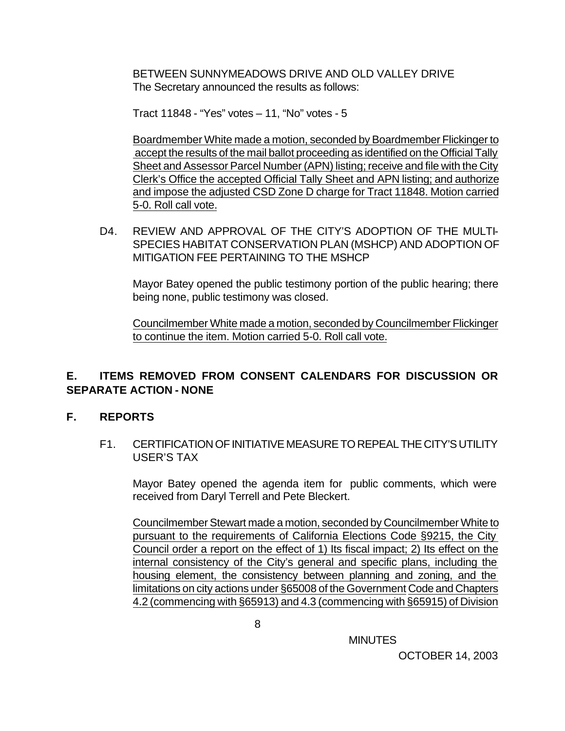BETWEEN SUNNYMEADOWS DRIVE AND OLD VALLEY DRIVE
The Secretary announced the results as follows:

Tract 11848 - “Yes” votes – 11, “No” votes - 5

Boardmember White made a motion, seconded by Boardmember Flickinger to accept the results of the mail ballot proceeding as identified on the Official Tally Sheet and Assessor Parcel Number (APN) listing; receive and file with the City Clerk’s Office the accepted Official Tally Sheet and APN listing; and authorize and impose the adjusted CSD Zone D charge for Tract 11848. Motion carried 5-0. Roll call vote.

D4. REVIEW AND APPROVAL OF THE CITY’S ADOPTION OF THE MULTI-SPECIES HABITAT CONSERVATION PLAN (MSHCP) AND ADOPTION OF MITIGATION FEE PERTAINING TO THE MSHCP

Mayor Batey opened the public testimony portion of the public hearing; there being none, public testimony was closed.

Councilmember White made a motion, seconded by Councilmember Flickinger to continue the item. Motion carried 5-0. Roll call vote.

## E. ITEMS REMOVED FROM CONSENT CALENDARS FOR DISCUSSION OR SEPARATE ACTION - NONE

## F. REPORTS

F1. CERTIFICATION OF INITIATIVE MEASURE TO REPEAL THE CITY’S UTILITY USER’S TAX

Mayor Batey opened the agenda item for public comments, which were received from Daryl Terrell and Pete Bleckert.

Councilmember Stewart made a motion, seconded by Councilmember White to pursuant to the requirements of California Elections Code §9215, the City Council order a report on the effect of 1) Its fiscal impact; 2) Its effect on the internal consistency of the City’s general and specific plans, including the housing element, the consistency between planning and zoning, and the limitations on city actions under §65008 of the Government Code and Chapters 4.2 (commencing with §65913) and 4.3 (commencing with §65915) of Division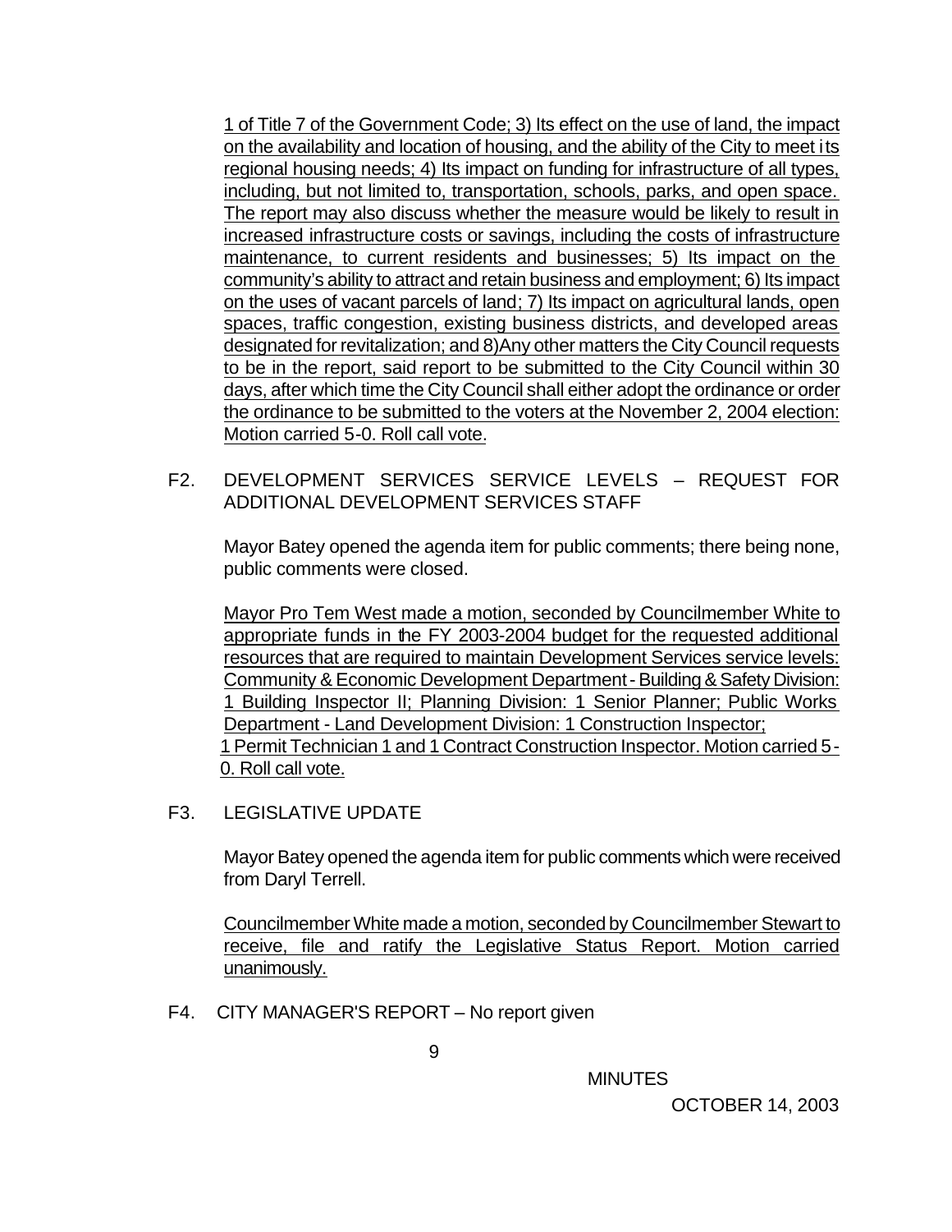1 of Title 7 of the Government Code; 3) Its effect on the use of land, the impact on the availability and location of housing, and the ability of the City to meet its regional housing needs; 4) Its impact on funding for infrastructure of all types, including, but not limited to, transportation, schools, parks, and open space. The report may also discuss whether the measure would be likely to result in increased infrastructure costs or savings, including the costs of infrastructure maintenance, to current residents and businesses; 5) Its impact on the community's ability to attract and retain business and employment; 6) Its impact on the uses of vacant parcels of land; 7) Its impact on agricultural lands, open spaces, traffic congestion, existing business districts, and developed areas designated for revitalization; and 8)Any other matters the City Council requests to be in the report, said report to be submitted to the City Council within 30 days, after which time the City Council shall either adopt the ordinance or order the ordinance to be submitted to the voters at the November 2, 2004 election: Motion carried 5-0. Roll call vote.

F2. DEVELOPMENT SERVICES SERVICE LEVELS – REQUEST FOR ADDITIONAL DEVELOPMENT SERVICES STAFF

Mayor Batey opened the agenda item for public comments; there being none, public comments were closed.

Mayor Pro Tem West made a motion, seconded by Councilmember White to appropriate funds in the FY 2003-2004 budget for the requested additional resources that are required to maintain Development Services service levels: Community & Economic Development Department - Building & Safety Division: 1 Building Inspector II; Planning Division: 1 Senior Planner; Public Works Department - Land Development Division: 1 Construction Inspector; 1 Permit Technician 1 and 1 Contract Construction Inspector. Motion carried 5-0. Roll call vote.

F3. LEGISLATIVE UPDATE

Mayor Batey opened the agenda item for public comments which were received from Daryl Terrell.

Councilmember White made a motion, seconded by Councilmember Stewart to receive, file and ratify the Legislative Status Report. Motion carried unanimously.

F4. CITY MANAGER'S REPORT – No report given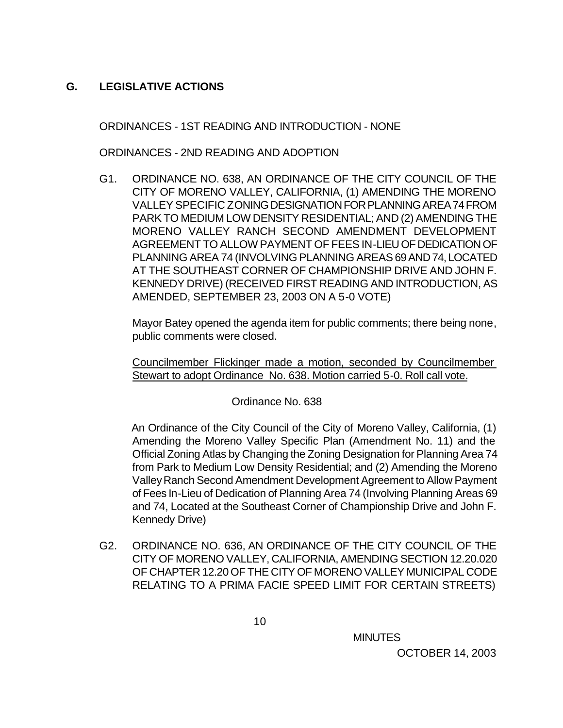## G. LEGISLATIVE ACTIONS

ORDINANCES - 1ST READING AND INTRODUCTION - NONE

ORDINANCES - 2ND READING AND ADOPTION

G1. ORDINANCE NO. 638, AN ORDINANCE OF THE CITY COUNCIL OF THE CITY OF MORENO VALLEY, CALIFORNIA, (1) AMENDING THE MORENO VALLEY SPECIFIC ZONING DESIGNATION FOR PLANNING AREA 74 FROM PARK TO MEDIUM LOW DENSITY RESIDENTIAL; AND (2) AMENDING THE MORENO VALLEY RANCH SECOND AMENDMENT DEVELOPMENT AGREEMENT TO ALLOW PAYMENT OF FEES IN-LIEU OF DEDICATION OF PLANNING AREA 74 (INVOLVING PLANNING AREAS 69 AND 74, LOCATED AT THE SOUTHEAST CORNER OF CHAMPIONSHIP DRIVE AND JOHN F. KENNEDY DRIVE) (RECEIVED FIRST READING AND INTRODUCTION, AS AMENDED, SEPTEMBER 23, 2003 ON A 5-0 VOTE)

Mayor Batey opened the agenda item for public comments; there being none, public comments were closed.

Councilmember Flickinger made a motion, seconded by Councilmember Stewart to adopt Ordinance No. 638. Motion carried 5-0. Roll call vote.

Ordinance No. 638

An Ordinance of the City Council of the City of Moreno Valley, California, (1) Amending the Moreno Valley Specific Plan (Amendment No. 11) and the Official Zoning Atlas by Changing the Zoning Designation for Planning Area 74 from Park to Medium Low Density Residential; and (2) Amending the Moreno Valley Ranch Second Amendment Development Agreement to Allow Payment of Fees In-Lieu of Dedication of Planning Area 74 (Involving Planning Areas 69 and 74, Located at the Southeast Corner of Championship Drive and John F. Kennedy Drive)

G2. ORDINANCE NO. 636, AN ORDINANCE OF THE CITY COUNCIL OF THE CITY OF MORENO VALLEY, CALIFORNIA, AMENDING SECTION 12.20.020 OF CHAPTER 12.20 OF THE CITY OF MORENO VALLEY MUNICIPAL CODE RELATING TO A PRIMA FACIE SPEED LIMIT FOR CERTAIN STREETS)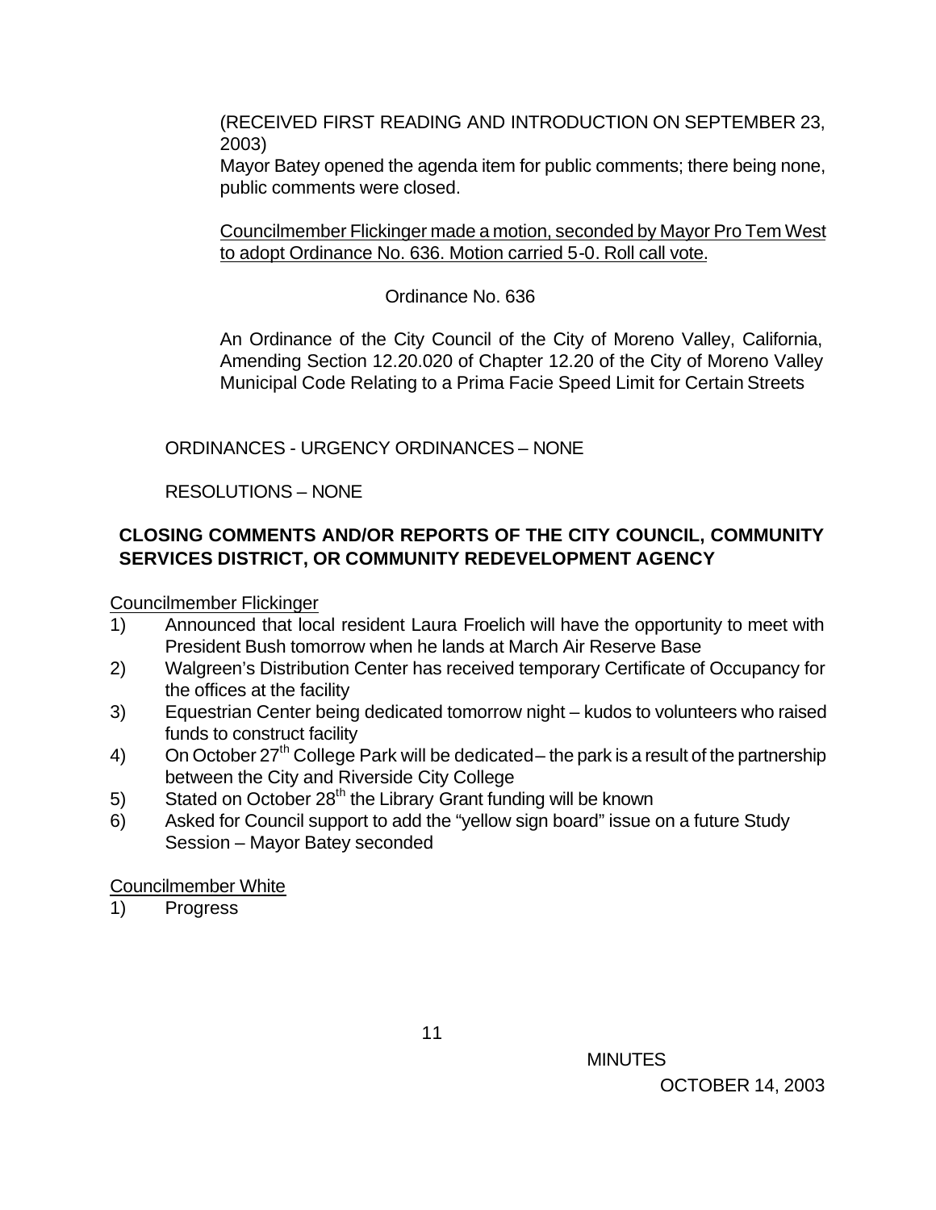(RECEIVED FIRST READING AND INTRODUCTION ON SEPTEMBER 23, 2003)

Mayor Batey opened the agenda item for public comments; there being none, public comments were closed.

Councilmember Flickinger made a motion, seconded by Mayor Pro Tem West to adopt Ordinance No. 636. Motion carried 5-0. Roll call vote.

Ordinance No. 636

An Ordinance of the City Council of the City of Moreno Valley, California, Amending Section 12.20.020 of Chapter 12.20 of the City of Moreno Valley Municipal Code Relating to a Prima Facie Speed Limit for Certain Streets

ORDINANCES - URGENCY ORDINANCES – NONE

RESOLUTIONS – NONE

**CLOSING COMMENTS AND/OR REPORTS OF THE CITY COUNCIL, COMMUNITY SERVICES DISTRICT, OR COMMUNITY REDEVELOPMENT AGENCY**

Councilmember Flickinger

1) Announced that local resident Laura Froelich will have the opportunity to meet with President Bush tomorrow when he lands at March Air Reserve Base
2) Walgreen's Distribution Center has received temporary Certificate of Occupancy for the offices at the facility
3) Equestrian Center being dedicated tomorrow night – kudos to volunteers who raised funds to construct facility
4) On October 27th College Park will be dedicated – the park is a result of the partnership between the City and Riverside City College
5) Stated on October 28th the Library Grant funding will be known
6) Asked for Council support to add the "yellow sign board" issue on a future Study Session – Mayor Batey seconded

Councilmember White

1) Progress

MINUTES

OCTOBER 14, 2003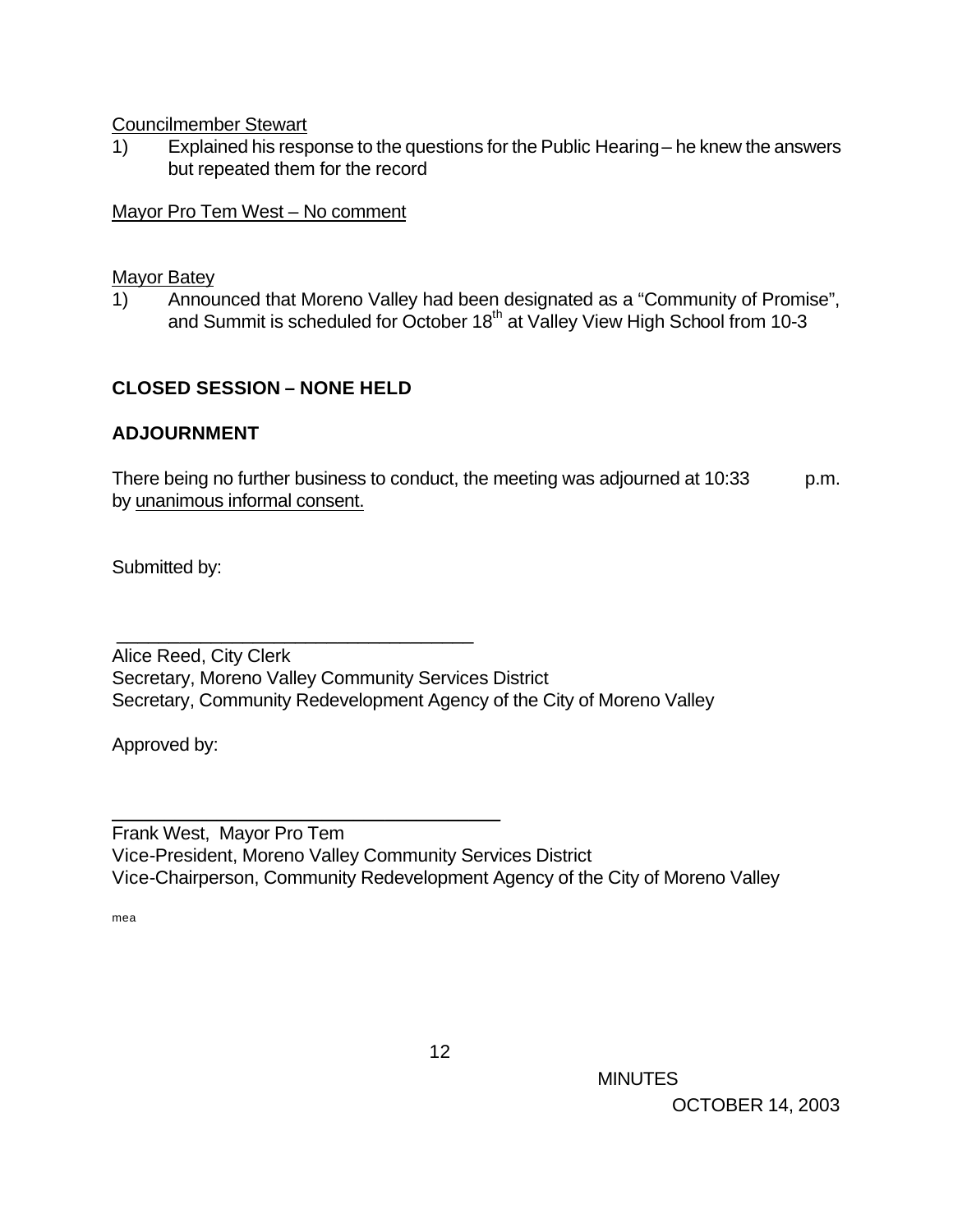Councilmember Stewart

1) Explained his response to the questions for the Public Hearing – he knew the answers but repeated them for the record

Mayor Pro Tem West – No comment

Mayor Batey

1) Announced that Moreno Valley had been designated as a "Community of Promise", and Summit is scheduled for October 18th at Valley View High School from 10-3

**CLOSED SESSION – NONE HELD**

**ADJOURNMENT**

There being no further business to conduct, the meeting was adjourned at 10:33 p.m. by unanimous informal consent.

Submitted by:

\_\_\_\_\_\_\_\_\_\_\_\_\_\_\_\_\_\_\_\_\_\_\_\_\_\_\_\_\_\_\_\_\_\_\_\_

Alice Reed, City Clerk
Secretary, Moreno Valley Community Services District
Secretary, Community Redevelopment Agency of the City of Moreno Valley

Approved by:

\_\_\_\_\_\_\_\_\_\_\_\_\_\_\_\_\_\_\_\_\_\_\_\_\_\_\_\_\_\_\_\_\_\_\_\_

Frank West, Mayor Pro Tem
Vice-President, Moreno Valley Community Services District
Vice-Chairperson, Community Redevelopment Agency of the City of Moreno Valley

mea